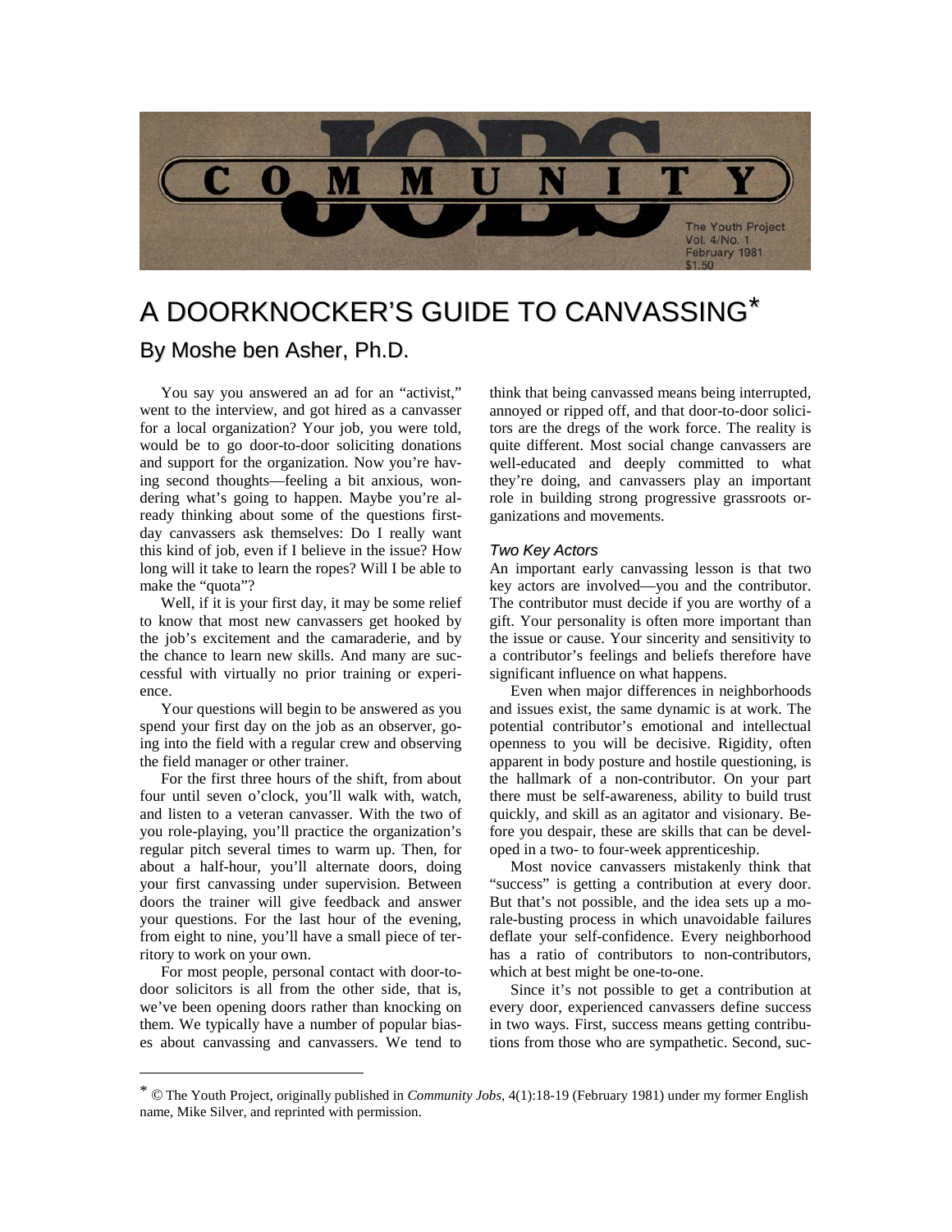Community JOBS

The Youth Project
Vol. 4/No. 1
February 1981
$1.50

# A DOORKNOCKER'S GUIDE TO CANVASSING*

## By Moshe ben Asher, Ph.D.

You say you answered an ad for an "activist," went to the interview, and got hired as a canvasser for a local organization? Your job, you were told, would be to go door-to-door soliciting donations and support for the organization. Now you're having second thoughts—feeling a bit anxious, wondering what's going to happen. Maybe you're already thinking about some of the questions first-day canvassers ask themselves: Do I really want this kind of job, even if I believe in the issue? How long will it take to learn the ropes? Will I be able to make the "quota"?

Well, if it is your first day, it may be some relief to know that most new canvassers get hooked by the job's excitement and the camaraderie, and by the chance to learn new skills. And many are successful with virtually no prior training or experience.

Your questions will begin to be answered as you spend your first day on the job as an observer, going into the field with a regular crew and observing the field manager or other trainer.

For the first three hours of the shift, from about four until seven o'clock, you'll walk with, watch, and listen to a veteran canvasser. With the two of you role-playing, you'll practice the organization's regular pitch several times to warm up. Then, for about a half-hour, you'll alternate doors, doing your first canvassing under supervision. Between doors the trainer will give feedback and answer your questions. For the last hour of the evening, from eight to nine, you'll have a small piece of territory to work on your own.

For most people, personal contact with door-to-door solicitors is all from the other side, that is, we've been opening doors rather than knocking on them. We typically have a number of popular biases about canvassing and canvassers. We tend to think that being canvassed means being interrupted, annoyed or ripped off, and that door-to-door solicitors are the dregs of the work force. The reality is quite different. Most social change canvassers are well-educated and deeply committed to what they're doing, and canvassers play an important role in building strong progressive grassroots organizations and movements.

### *Two Key Actors*

An important early canvassing lesson is that two key actors are involved—you and the contributor. The contributor must decide if you are worthy of a gift. Your personality is often more important than the issue or cause. Your sincerity and sensitivity to a contributor's feelings and beliefs therefore have significant influence on what happens.

Even when major differences in neighborhoods and issues exist, the same dynamic is at work. The potential contributor's emotional and intellectual openness to you will be decisive. Rigidity, often apparent in body posture and hostile questioning, is the hallmark of a non-contributor. On your part there must be self-awareness, ability to build trust quickly, and skill as an agitator and visionary. Before you despair, these are skills that can be developed in a two- to four-week apprenticeship.

Most novice canvassers mistakenly think that "success" is getting a contribution at every door. But that's not possible, and the idea sets up a morale-busting process in which unavoidable failures deflate your self-confidence. Every neighborhood has a ratio of contributors to non-contributors, which at best might be one-to-one.

Since it's not possible to get a contribution at every door, experienced canvassers define success in two ways. First, success means getting contributions from those who are sympathetic. Second, suc-

---

* © The Youth Project, originally published in *Community Jobs*, 4(1):18-19 (February 1981) under my former English name, Mike Silver, and reprinted with permission.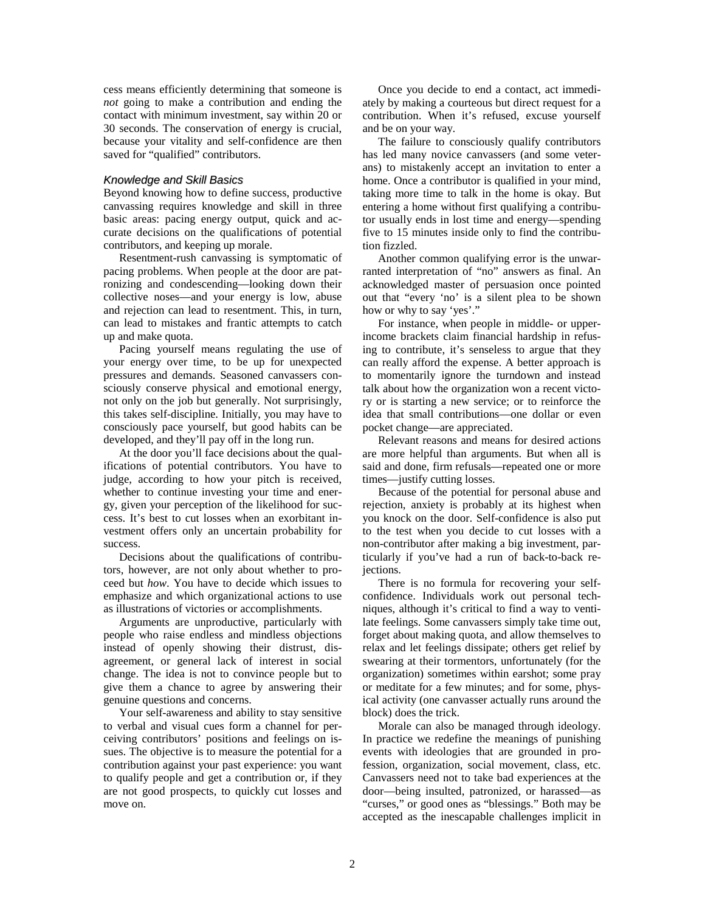cess means efficiently determining that someone is *not* going to make a contribution and ending the contact with minimum investment, say within 20 or 30 seconds. The conservation of energy is crucial, because your vitality and self-confidence are then saved for "qualified" contributors.

### *Knowledge and Skill Basics*

Beyond knowing how to define success, productive canvassing requires knowledge and skill in three basic areas: pacing energy output, quick and accurate decisions on the qualifications of potential contributors, and keeping up morale.

Resentment-rush canvassing is symptomatic of pacing problems. When people at the door are patronizing and condescending—looking down their collective noses—and your energy is low, abuse and rejection can lead to resentment. This, in turn, can lead to mistakes and frantic attempts to catch up and make quota.

Pacing yourself means regulating the use of your energy over time, to be up for unexpected pressures and demands. Seasoned canvassers consciously conserve physical and emotional energy, not only on the job but generally. Not surprisingly, this takes self-discipline. Initially, you may have to consciously pace yourself, but good habits can be developed, and they'll pay off in the long run.

At the door you'll face decisions about the qualifications of potential contributors. You have to judge, according to how your pitch is received, whether to continue investing your time and energy, given your perception of the likelihood for success. It's best to cut losses when an exorbitant investment offers only an uncertain probability for success.

Decisions about the qualifications of contributors, however, are not only about whether to proceed but *how*. You have to decide which issues to emphasize and which organizational actions to use as illustrations of victories or accomplishments.

Arguments are unproductive, particularly with people who raise endless and mindless objections instead of openly showing their distrust, disagreement, or general lack of interest in social change. The idea is not to convince people but to give them a chance to agree by answering their genuine questions and concerns.

Your self-awareness and ability to stay sensitive to verbal and visual cues form a channel for perceiving contributors' positions and feelings on issues. The objective is to measure the potential for a contribution against your past experience: you want to qualify people and get a contribution or, if they are not good prospects, to quickly cut losses and move on.

Once you decide to end a contact, act immediately by making a courteous but direct request for a contribution. When it's refused, excuse yourself and be on your way.

The failure to consciously qualify contributors has led many novice canvassers (and some veterans) to mistakenly accept an invitation to enter a home. Once a contributor is qualified in your mind, taking more time to talk in the home is okay. But entering a home without first qualifying a contributor usually ends in lost time and energy—spending five to 15 minutes inside only to find the contribution fizzled.

Another common qualifying error is the unwarranted interpretation of "no" answers as final. An acknowledged master of persuasion once pointed out that "every 'no' is a silent plea to be shown how or why to say 'yes'."

For instance, when people in middle- or upper-income brackets claim financial hardship in refusing to contribute, it's senseless to argue that they can really afford the expense. A better approach is to momentarily ignore the turndown and instead talk about how the organization won a recent victory or is starting a new service; or to reinforce the idea that small contributions—one dollar or even pocket change—are appreciated.

Relevant reasons and means for desired actions are more helpful than arguments. But when all is said and done, firm refusals—repeated one or more times—justify cutting losses.

Because of the potential for personal abuse and rejection, anxiety is probably at its highest when you knock on the door. Self-confidence is also put to the test when you decide to cut losses with a non-contributor after making a big investment, particularly if you've had a run of back-to-back rejections.

There is no formula for recovering your self-confidence. Individuals work out personal techniques, although it's critical to find a way to ventilate feelings. Some canvassers simply take time out, forget about making quota, and allow themselves to relax and let feelings dissipate; others get relief by swearing at their tormentors, unfortunately (for the organization) sometimes within earshot; some pray or meditate for a few minutes; and for some, physical activity (one canvasser actually runs around the block) does the trick.

Morale can also be managed through ideology. In practice we redefine the meanings of punishing events with ideologies that are grounded in profession, organization, social movement, class, etc. Canvassers need not to take bad experiences at the door—being insulted, patronized, or harassed—as "curses," or good ones as "blessings." Both may be accepted as the inescapable challenges implicit in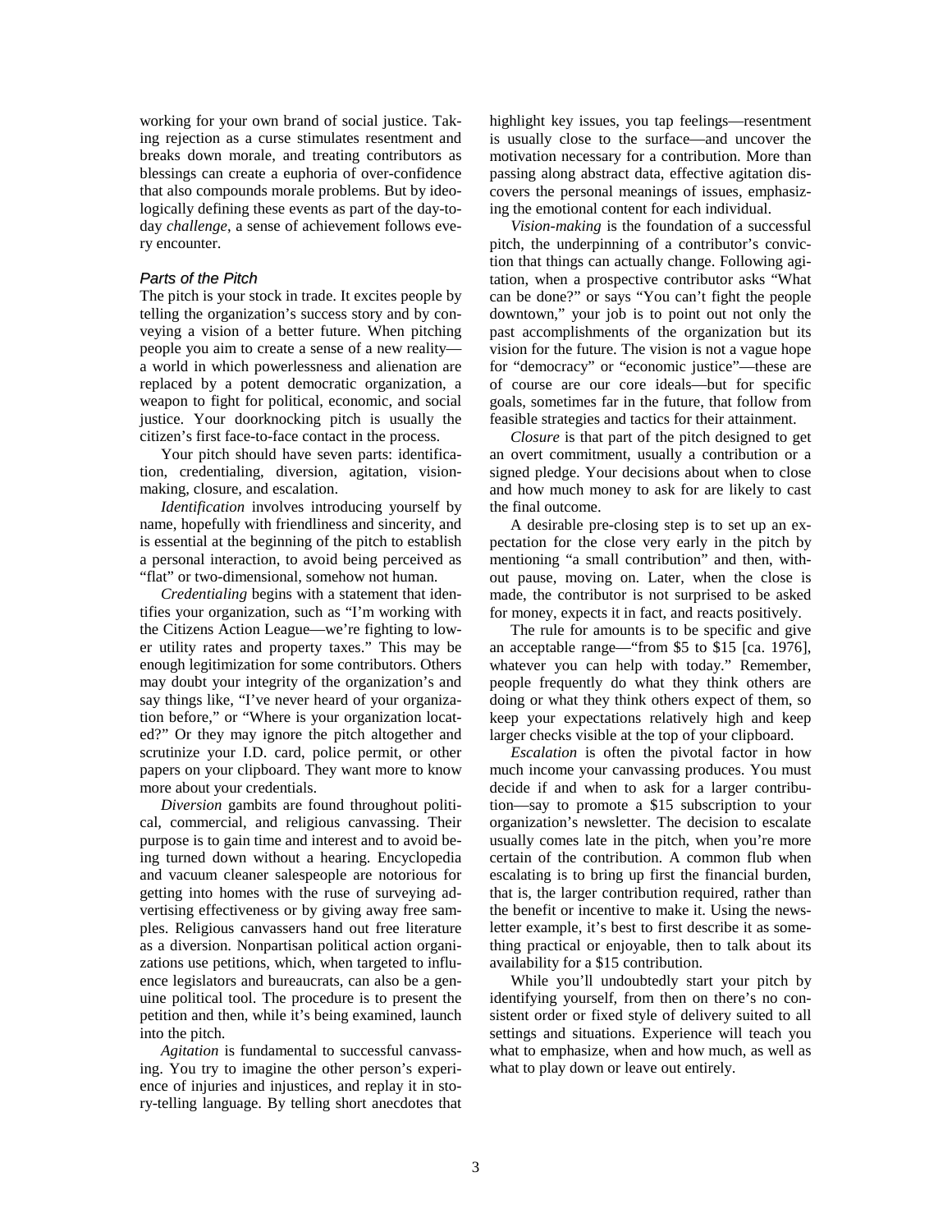working for your own brand of social justice. Taking rejection as a curse stimulates resentment and breaks down morale, and treating contributors as blessings can create a euphoria of over-confidence that also compounds morale problems. But by ideologically defining these events as part of the day-to-day *challenge*, a sense of achievement follows every encounter.

### *Parts of the Pitch*

The pitch is your stock in trade. It excites people by telling the organization's success story and by conveying a vision of a better future. When pitching people you aim to create a sense of a new reality—a world in which powerlessness and alienation are replaced by a potent democratic organization, a weapon to fight for political, economic, and social justice. Your doorknocking pitch is usually the citizen's first face-to-face contact in the process.

Your pitch should have seven parts: identification, credentialing, diversion, agitation, vision-making, closure, and escalation.

*Identification* involves introducing yourself by name, hopefully with friendliness and sincerity, and is essential at the beginning of the pitch to establish a personal interaction, to avoid being perceived as "flat" or two-dimensional, somehow not human.

*Credentialing* begins with a statement that identifies your organization, such as "I'm working with the Citizens Action League—we're fighting to lower utility rates and property taxes." This may be enough legitimization for some contributors. Others may doubt your integrity of the organization's and say things like, "I've never heard of your organization before," or "Where is your organization located?" Or they may ignore the pitch altogether and scrutinize your I.D. card, police permit, or other papers on your clipboard. They want more to know more about your credentials.

*Diversion* gambits are found throughout political, commercial, and religious canvassing. Their purpose is to gain time and interest and to avoid being turned down without a hearing. Encyclopedia and vacuum cleaner salespeople are notorious for getting into homes with the ruse of surveying advertising effectiveness or by giving away free samples. Religious canvassers hand out free literature as a diversion. Nonpartisan political action organizations use petitions, which, when targeted to influence legislators and bureaucrats, can also be a genuine political tool. The procedure is to present the petition and then, while it's being examined, launch into the pitch.

*Agitation* is fundamental to successful canvassing. You try to imagine the other person's experience of injuries and injustices, and replay it in story-telling language. By telling short anecdotes that highlight key issues, you tap feelings—resentment is usually close to the surface—and uncover the motivation necessary for a contribution. More than passing along abstract data, effective agitation discovers the personal meanings of issues, emphasizing the emotional content for each individual.

*Vision-making* is the foundation of a successful pitch, the underpinning of a contributor's conviction that things can actually change. Following agitation, when a prospective contributor asks "What can be done?" or says "You can't fight the people downtown," your job is to point out not only the past accomplishments of the organization but its vision for the future. The vision is not a vague hope for "democracy" or "economic justice"—these are of course are our core ideals—but for specific goals, sometimes far in the future, that follow from feasible strategies and tactics for their attainment.

*Closure* is that part of the pitch designed to get an overt commitment, usually a contribution or a signed pledge. Your decisions about when to close and how much money to ask for are likely to cast the final outcome.

A desirable pre-closing step is to set up an expectation for the close very early in the pitch by mentioning "a small contribution" and then, without pause, moving on. Later, when the close is made, the contributor is not surprised to be asked for money, expects it in fact, and reacts positively.

The rule for amounts is to be specific and give an acceptable range—"from $5 to $15 [ca. 1976], whatever you can help with today." Remember, people frequently do what they think others are doing or what they think others expect of them, so keep your expectations relatively high and keep larger checks visible at the top of your clipboard.

*Escalation* is often the pivotal factor in how much income your canvassing produces. You must decide if and when to ask for a larger contribution—say to promote a $15 subscription to your organization's newsletter. The decision to escalate usually comes late in the pitch, when you're more certain of the contribution. A common flub when escalating is to bring up first the financial burden, that is, the larger contribution required, rather than the benefit or incentive to make it. Using the newsletter example, it's best to first describe it as something practical or enjoyable, then to talk about its availability for a $15 contribution.

While you'll undoubtedly start your pitch by identifying yourself, from then on there's no consistent order or fixed style of delivery suited to all settings and situations. Experience will teach you what to emphasize, when and how much, as well as what to play down or leave out entirely.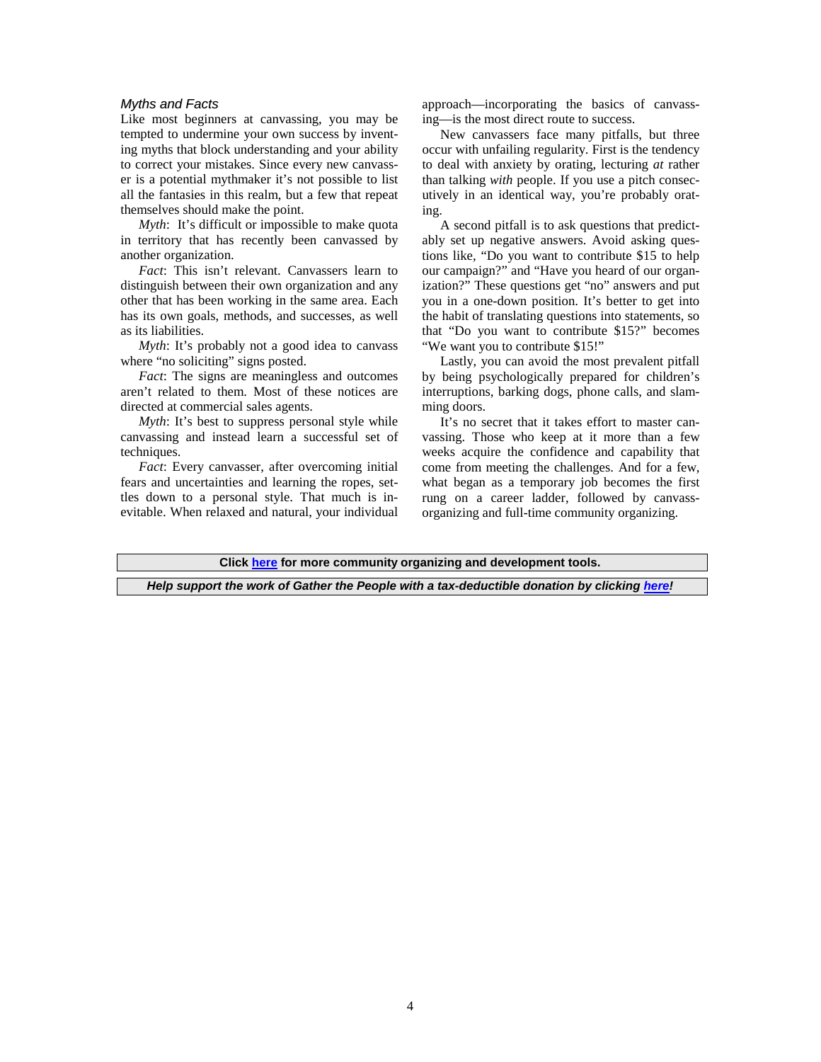### *Myths and Facts*

Like most beginners at canvassing, you may be tempted to undermine your own success by inventing myths that block understanding and your ability to correct your mistakes. Since every new canvasser is a potential mythmaker it's not possible to list all the fantasies in this realm, but a few that repeat themselves should make the point.

*Myth*: It's difficult or impossible to make quota in territory that has recently been canvassed by another organization.

*Fact*: This isn't relevant. Canvassers learn to distinguish between their own organization and any other that has been working in the same area. Each has its own goals, methods, and successes, as well as its liabilities.

*Myth*: It's probably not a good idea to canvass where "no soliciting" signs posted.

*Fact*: The signs are meaningless and outcomes aren't related to them. Most of these notices are directed at commercial sales agents.

*Myth*: It's best to suppress personal style while canvassing and instead learn a successful set of techniques.

*Fact*: Every canvasser, after overcoming initial fears and uncertainties and learning the ropes, settles down to a personal style. That much is inevitable. When relaxed and natural, your individual approach—incorporating the basics of canvassing—is the most direct route to success.

New canvassers face many pitfalls, but three occur with unfailing regularity. First is the tendency to deal with anxiety by orating, lecturing *at* rather than talking *with* people. If you use a pitch consecutively in an identical way, you're probably orating.

A second pitfall is to ask questions that predictably set up negative answers. Avoid asking questions like, "Do you want to contribute $15 to help our campaign?" and "Have you heard of our organization?" These questions get "no" answers and put you in a one-down position. It's better to get into the habit of translating questions into statements, so that "Do you want to contribute $15?" becomes "We want you to contribute $15!"

Lastly, you can avoid the most prevalent pitfall by being psychologically prepared for children's interruptions, barking dogs, phone calls, and slamming doors.

It's no secret that it takes effort to master canvassing. Those who keep at it more than a few weeks acquire the confidence and capability that come from meeting the challenges. And for a few, what began as a temporary job becomes the first rung on a career ladder, followed by canvass-organizing and full-time community organizing.

**Click here for more community organizing and development tools.**

***Help support the work of Gather the People with a tax-deductible donation by clicking here!***